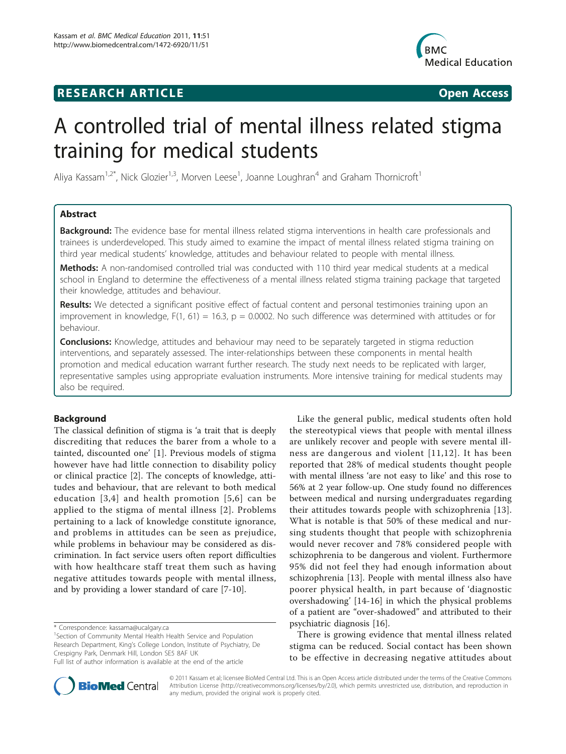**RESEARCH ARTICLE** **Open Access**

# A controlled trial of mental illness related stigma training for medical students

Aliya Kassam[1,2*], Nick Glozier[1,3], Morven Leese[1], Joanne Loughran[4] and Graham Thornicroft[1]

## Abstract

**Background:** The evidence base for mental illness related stigma interventions in health care professionals and trainees is underdeveloped. This study aimed to examine the impact of mental illness related stigma training on third year medical students' knowledge, attitudes and behaviour related to people with mental illness.

**Methods:** A non-randomised controlled trial was conducted with 110 third year medical students at a medical school in England to determine the effectiveness of a mental illness related stigma training package that targeted their knowledge, attitudes and behaviour.

**Results:** We detected a significant positive effect of factual content and personal testimonies training upon an improvement in knowledge, $F(1, 61) = 16.3$, $p = 0.0002$. No such difference was determined with attitudes or for behaviour.

**Conclusions:** Knowledge, attitudes and behaviour may need to be separately targeted in stigma reduction interventions, and separately assessed. The inter-relationships between these components in mental health promotion and medical education warrant further research. The study next needs to be replicated with larger, representative samples using appropriate evaluation instruments. More intensive training for medical students may also be required.

## Background

The classical definition of stigma is 'a trait that is deeply discrediting that reduces the barer from a whole to a tainted, discounted one' [1]. Previous models of stigma however have had little connection to disability policy or clinical practice [2]. The concepts of knowledge, attitudes and behaviour, that are relevant to both medical education [3,4] and health promotion [5,6] can be applied to the stigma of mental illness [2]. Problems pertaining to a lack of knowledge constitute ignorance, and problems in attitudes can be seen as prejudice, while problems in behaviour may be considered as discrimination. In fact service users often report difficulties with how healthcare staff treat them such as having negative attitudes towards people with mental illness, and by providing a lower standard of care [7-10].

Like the general public, medical students often hold the stereotypical views that people with mental illness are unlikely recover and people with severe mental illness are dangerous and violent [11,12]. It has been reported that 28% of medical students thought people with mental illness 'are not easy to like' and this rose to 56% at 2 year follow-up. One study found no differences between medical and nursing undergraduates regarding their attitudes towards people with schizophrenia [13]. What is notable is that 50% of these medical and nursing students thought that people with schizophrenia would never recover and 78% considered people with schizophrenia to be dangerous and violent. Furthermore 95% did not feel they had enough information about schizophrenia [13]. People with mental illness also have poorer physical health, in part because of 'diagnostic overshadowing' [14-16] in which the physical problems of a patient are "over-shadowed" and attributed to their psychiatric diagnosis [16].

There is growing evidence that mental illness related stigma can be reduced. Social contact has been shown to be effective in decreasing negative attitudes about

\* Correspondence: kassama@ucalgary.ca
[1]Section of Community Mental Health Health Service and Population Research Department, King's College London, Institute of Psychiatry, De Crespigny Park, Denmark Hill, London SE5 8AF UK
Full list of author information is available at the end of the article

© 2011 Kassam et al; licensee BioMed Central Ltd. This is an Open Access article distributed under the terms of the Creative Commons Attribution License (http://creativecommons.org/licenses/by/2.0), which permits unrestricted use, distribution, and reproduction in any medium, provided the original work is properly cited.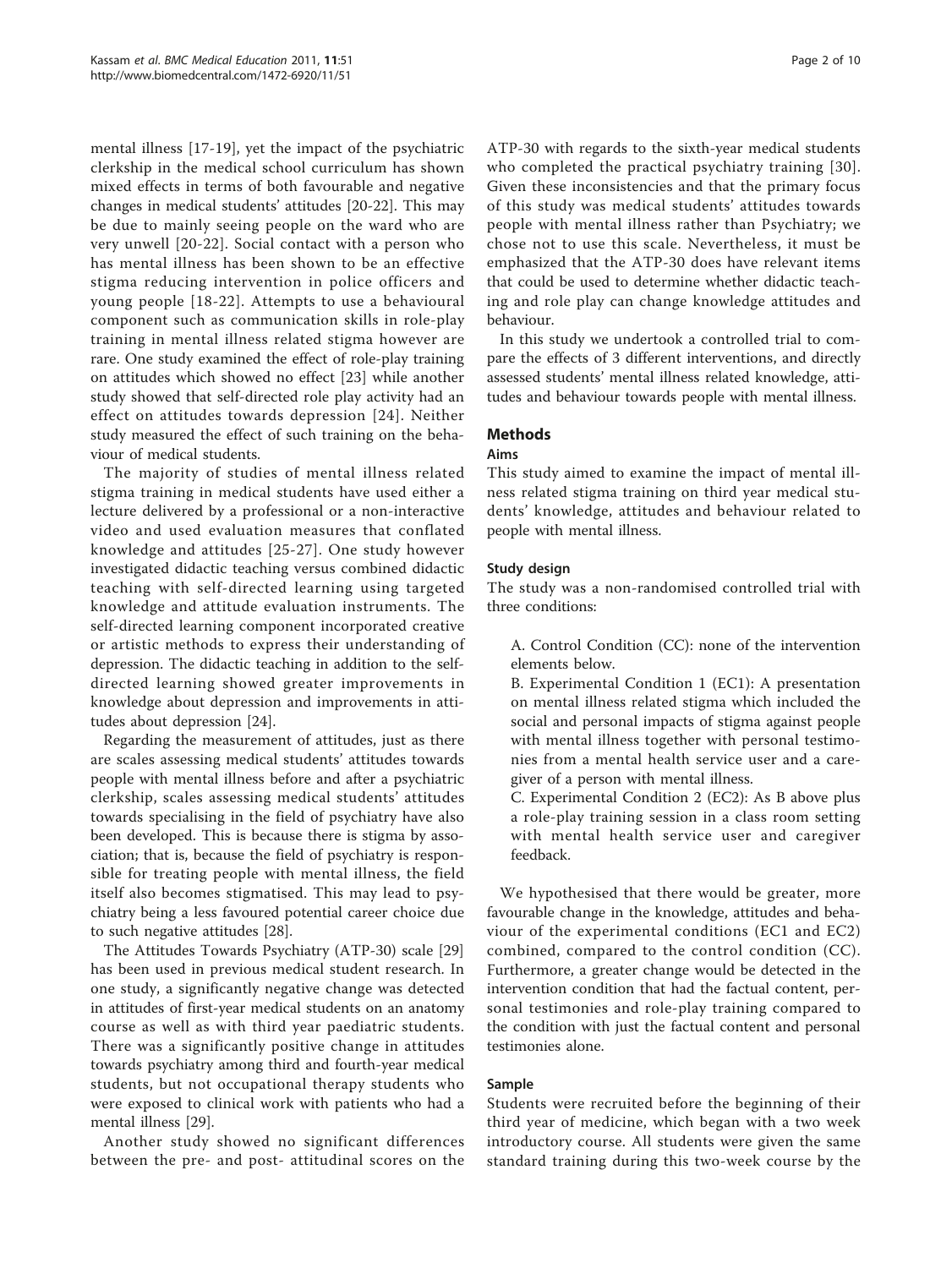mental illness [17-19], yet the impact of the psychiatric clerkship in the medical school curriculum has shown mixed effects in terms of both favourable and negative changes in medical students' attitudes [20-22]. This may be due to mainly seeing people on the ward who are very unwell [20-22]. Social contact with a person who has mental illness has been shown to be an effective stigma reducing intervention in police officers and young people [18-22]. Attempts to use a behavioural component such as communication skills in role-play training in mental illness related stigma however are rare. One study examined the effect of role-play training on attitudes which showed no effect [23] while another study showed that self-directed role play activity had an effect on attitudes towards depression [24]. Neither study measured the effect of such training on the behaviour of medical students.

The majority of studies of mental illness related stigma training in medical students have used either a lecture delivered by a professional or a non-interactive video and used evaluation measures that conflated knowledge and attitudes [25-27]. One study however investigated didactic teaching versus combined didactic teaching with self-directed learning using targeted knowledge and attitude evaluation instruments. The self-directed learning component incorporated creative or artistic methods to express their understanding of depression. The didactic teaching in addition to the self-directed learning showed greater improvements in knowledge about depression and improvements in attitudes about depression [24].

Regarding the measurement of attitudes, just as there are scales assessing medical students' attitudes towards people with mental illness before and after a psychiatric clerkship, scales assessing medical students' attitudes towards specialising in the field of psychiatry have also been developed. This is because there is stigma by association; that is, because the field of psychiatry is responsible for treating people with mental illness, the field itself also becomes stigmatised. This may lead to psychiatry being a less favoured potential career choice due to such negative attitudes [28].

The Attitudes Towards Psychiatry (ATP-30) scale [29] has been used in previous medical student research. In one study, a significantly negative change was detected in attitudes of first-year medical students on an anatomy course as well as with third year paediatric students. There was a significantly positive change in attitudes towards psychiatry among third and fourth-year medical students, but not occupational therapy students who were exposed to clinical work with patients who had a mental illness [29].

Another study showed no significant differences between the pre- and post- attitudinal scores on the ATP-30 with regards to the sixth-year medical students who completed the practical psychiatry training [30]. Given these inconsistencies and that the primary focus of this study was medical students' attitudes towards people with mental illness rather than Psychiatry; we chose not to use this scale. Nevertheless, it must be emphasized that the ATP-30 does have relevant items that could be used to determine whether didactic teaching and role play can change knowledge attitudes and behaviour.

In this study we undertook a controlled trial to compare the effects of 3 different interventions, and directly assessed students' mental illness related knowledge, attitudes and behaviour towards people with mental illness.

## Methods

### Aims

This study aimed to examine the impact of mental illness related stigma training on third year medical students' knowledge, attitudes and behaviour related to people with mental illness.

### Study design

The study was a non-randomised controlled trial with three conditions:

A. Control Condition (CC): none of the intervention elements below.

B. Experimental Condition 1 (EC1): A presentation on mental illness related stigma which included the social and personal impacts of stigma against people with mental illness together with personal testimonies from a mental health service user and a caregiver of a person with mental illness.

C. Experimental Condition 2 (EC2): As B above plus a role-play training session in a class room setting with mental health service user and caregiver feedback.

We hypothesised that there would be greater, more favourable change in the knowledge, attitudes and behaviour of the experimental conditions (EC1 and EC2) combined, compared to the control condition (CC). Furthermore, a greater change would be detected in the intervention condition that had the factual content, personal testimonies and role-play training compared to the condition with just the factual content and personal testimonies alone.

### Sample

Students were recruited before the beginning of their third year of medicine, which began with a two week introductory course. All students were given the same standard training during this two-week course by the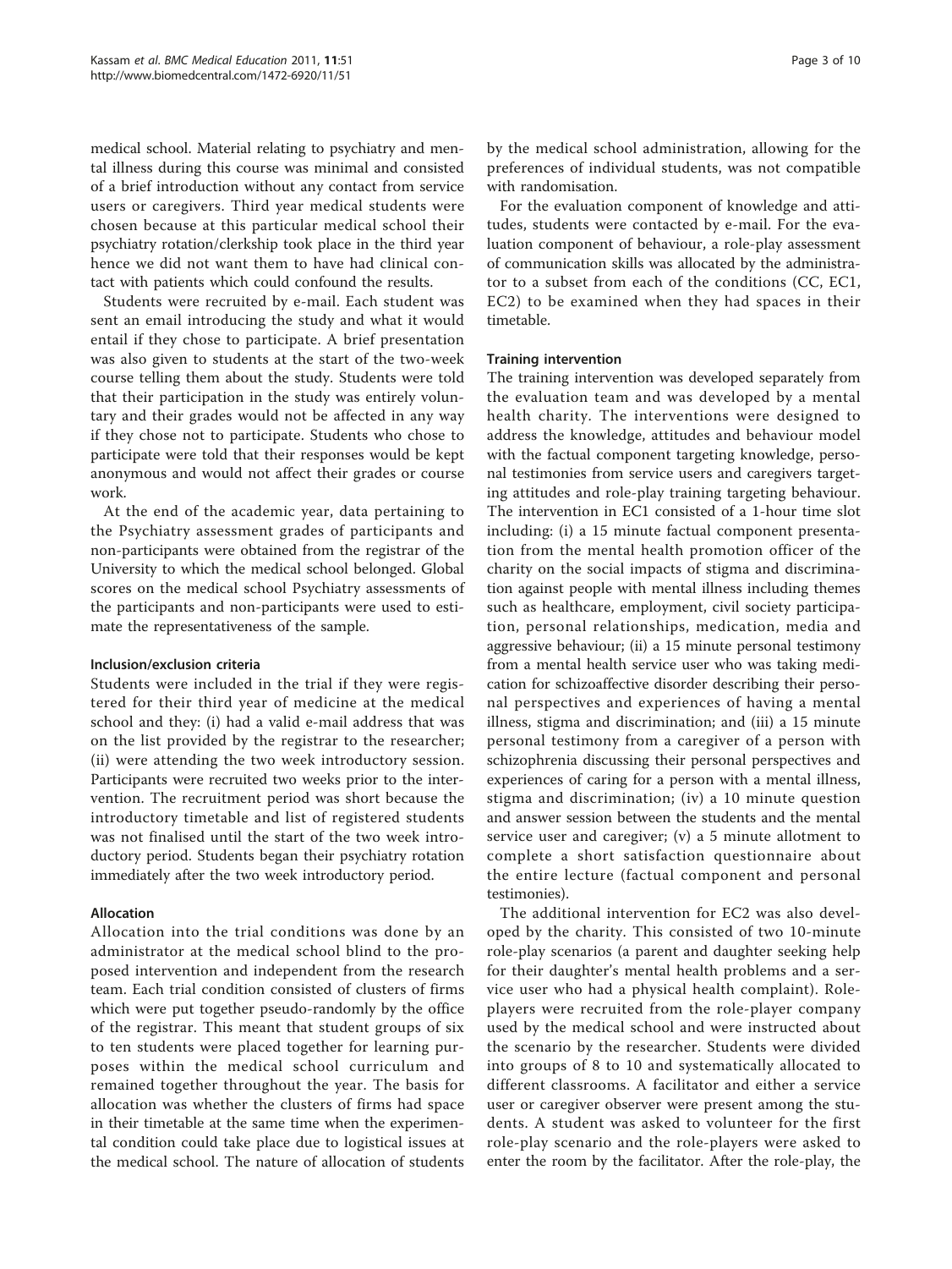medical school. Material relating to psychiatry and mental illness during this course was minimal and consisted of a brief introduction without any contact from service users or caregivers. Third year medical students were chosen because at this particular medical school their psychiatry rotation/clerkship took place in the third year hence we did not want them to have had clinical contact with patients which could confound the results.

Students were recruited by e-mail. Each student was sent an email introducing the study and what it would entail if they chose to participate. A brief presentation was also given to students at the start of the two-week course telling them about the study. Students were told that their participation in the study was entirely voluntary and their grades would not be affected in any way if they chose not to participate. Students who chose to participate were told that their responses would be kept anonymous and would not affect their grades or course work.

At the end of the academic year, data pertaining to the Psychiatry assessment grades of participants and non-participants were obtained from the registrar of the University to which the medical school belonged. Global scores on the medical school Psychiatry assessments of the participants and non-participants were used to estimate the representativeness of the sample.

#### Inclusion/exclusion criteria

Students were included in the trial if they were registered for their third year of medicine at the medical school and they: (i) had a valid e-mail address that was on the list provided by the registrar to the researcher; (ii) were attending the two week introductory session. Participants were recruited two weeks prior to the intervention. The recruitment period was short because the introductory timetable and list of registered students was not finalised until the start of the two week introductory period. Students began their psychiatry rotation immediately after the two week introductory period.

#### Allocation

Allocation into the trial conditions was done by an administrator at the medical school blind to the proposed intervention and independent from the research team. Each trial condition consisted of clusters of firms which were put together pseudo-randomly by the office of the registrar. This meant that student groups of six to ten students were placed together for learning purposes within the medical school curriculum and remained together throughout the year. The basis for allocation was whether the clusters of firms had space in their timetable at the same time when the experimental condition could take place due to logistical issues at the medical school. The nature of allocation of students by the medical school administration, allowing for the preferences of individual students, was not compatible with randomisation.

For the evaluation component of knowledge and attitudes, students were contacted by e-mail. For the evaluation component of behaviour, a role-play assessment of communication skills was allocated by the administrator to a subset from each of the conditions (CC, EC1, EC2) to be examined when they had spaces in their timetable.

#### Training intervention

The training intervention was developed separately from the evaluation team and was developed by a mental health charity. The interventions were designed to address the knowledge, attitudes and behaviour model with the factual component targeting knowledge, personal testimonies from service users and caregivers targeting attitudes and role-play training targeting behaviour. The intervention in EC1 consisted of a 1-hour time slot including: (i) a 15 minute factual component presentation from the mental health promotion officer of the charity on the social impacts of stigma and discrimination against people with mental illness including themes such as healthcare, employment, civil society participation, personal relationships, medication, media and aggressive behaviour; (ii) a 15 minute personal testimony from a mental health service user who was taking medication for schizoaffective disorder describing their personal perspectives and experiences of having a mental illness, stigma and discrimination; and (iii) a 15 minute personal testimony from a caregiver of a person with schizophrenia discussing their personal perspectives and experiences of caring for a person with a mental illness, stigma and discrimination; (iv) a 10 minute question and answer session between the students and the mental service user and caregiver; (v) a 5 minute allotment to complete a short satisfaction questionnaire about the entire lecture (factual component and personal testimonies).

The additional intervention for EC2 was also developed by the charity. This consisted of two 10-minute role-play scenarios (a parent and daughter seeking help for their daughter's mental health problems and a service user who had a physical health complaint). Role-players were recruited from the role-player company used by the medical school and were instructed about the scenario by the researcher. Students were divided into groups of 8 to 10 and systematically allocated to different classrooms. A facilitator and either a service user or caregiver observer were present among the students. A student was asked to volunteer for the first role-play scenario and the role-players were asked to enter the room by the facilitator. After the role-play, the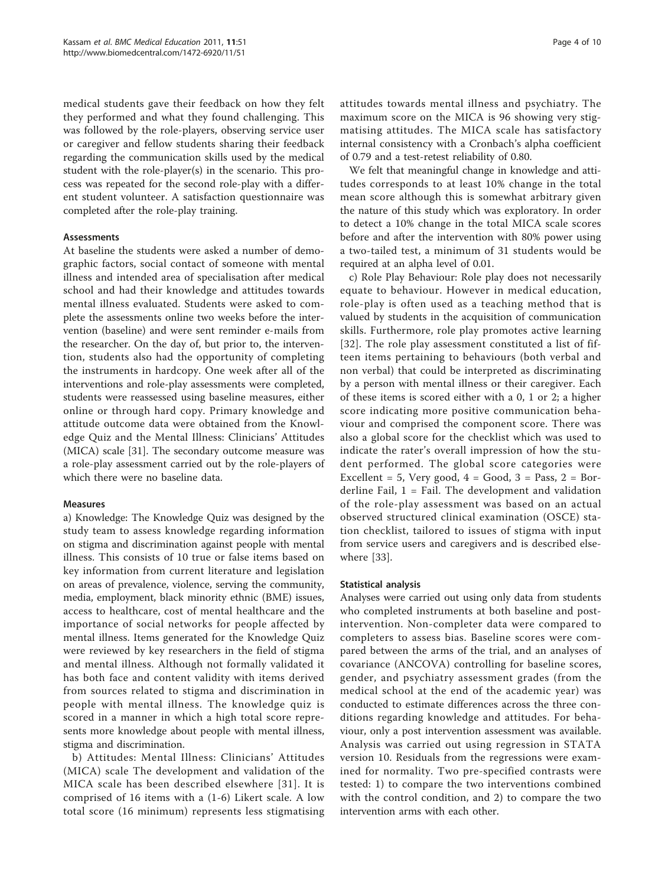medical students gave their feedback on how they felt they performed and what they found challenging. This was followed by the role-players, observing service user or caregiver and fellow students sharing their feedback regarding the communication skills used by the medical student with the role-player(s) in the scenario. This process was repeated for the second role-play with a different student volunteer. A satisfaction questionnaire was completed after the role-play training.

### Assessments

At baseline the students were asked a number of demographic factors, social contact of someone with mental illness and intended area of specialisation after medical school and had their knowledge and attitudes towards mental illness evaluated. Students were asked to complete the assessments online two weeks before the intervention (baseline) and were sent reminder e-mails from the researcher. On the day of, but prior to, the intervention, students also had the opportunity of completing the instruments in hardcopy. One week after all of the interventions and role-play assessments were completed, students were reassessed using baseline measures, either online or through hard copy. Primary knowledge and attitude outcome data were obtained from the Knowledge Quiz and the Mental Illness: Clinicians' Attitudes (MICA) scale [31]. The secondary outcome measure was a role-play assessment carried out by the role-players of which there were no baseline data.

### Measures

a) Knowledge: The Knowledge Quiz was designed by the study team to assess knowledge regarding information on stigma and discrimination against people with mental illness. This consists of 10 true or false items based on key information from current literature and legislation on areas of prevalence, violence, serving the community, media, employment, black minority ethnic (BME) issues, access to healthcare, cost of mental healthcare and the importance of social networks for people affected by mental illness. Items generated for the Knowledge Quiz were reviewed by key researchers in the field of stigma and mental illness. Although not formally validated it has both face and content validity with items derived from sources related to stigma and discrimination in people with mental illness. The knowledge quiz is scored in a manner in which a high total score represents more knowledge about people with mental illness, stigma and discrimination.

b) Attitudes: Mental Illness: Clinicians' Attitudes (MICA) scale The development and validation of the MICA scale has been described elsewhere [31]. It is comprised of 16 items with a (1-6) Likert scale. A low total score (16 minimum) represents less stigmatising attitudes towards mental illness and psychiatry. The maximum score on the MICA is 96 showing very stigmatising attitudes. The MICA scale has satisfactory internal consistency with a Cronbach's alpha coefficient of 0.79 and a test-retest reliability of 0.80.

We felt that meaningful change in knowledge and attitudes corresponds to at least 10% change in the total mean score although this is somewhat arbitrary given the nature of this study which was exploratory. In order to detect a 10% change in the total MICA scale scores before and after the intervention with 80% power using a two-tailed test, a minimum of 31 students would be required at an alpha level of 0.01.

c) Role Play Behaviour: Role play does not necessarily equate to behaviour. However in medical education, role-play is often used as a teaching method that is valued by students in the acquisition of communication skills. Furthermore, role play promotes active learning [32]. The role play assessment constituted a list of fifteen items pertaining to behaviours (both verbal and non verbal) that could be interpreted as discriminating by a person with mental illness or their caregiver. Each of these items is scored either with a 0, 1 or 2; a higher score indicating more positive communication behaviour and comprised the component score. There was also a global score for the checklist which was used to indicate the rater's overall impression of how the student performed. The global score categories were Excellent = 5, Very good, 4 = Good, 3 = Pass, 2 = Borderline Fail, 1 = Fail. The development and validation of the role-play assessment was based on an actual observed structured clinical examination (OSCE) station checklist, tailored to issues of stigma with input from service users and caregivers and is described elsewhere [33].

### Statistical analysis

Analyses were carried out using only data from students who completed instruments at both baseline and post-intervention. Non-completer data were compared to completers to assess bias. Baseline scores were compared between the arms of the trial, and an analyses of covariance (ANCOVA) controlling for baseline scores, gender, and psychiatry assessment grades (from the medical school at the end of the academic year) was conducted to estimate differences across the three conditions regarding knowledge and attitudes. For behaviour, only a post intervention assessment was available. Analysis was carried out using regression in STATA version 10. Residuals from the regressions were examined for normality. Two pre-specified contrasts were tested: 1) to compare the two interventions combined with the control condition, and 2) to compare the two intervention arms with each other.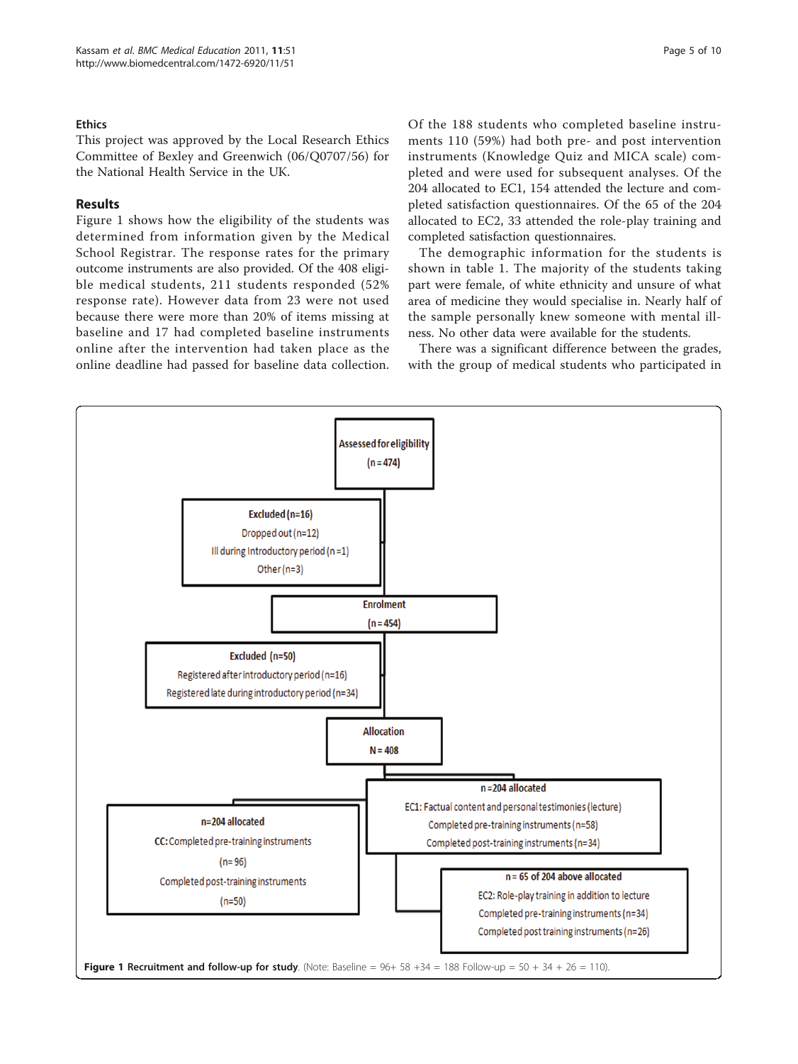## Ethics

This project was approved by the Local Research Ethics Committee of Bexley and Greenwich (06/Q0707/56) for the National Health Service in the UK.

## Results

Figure 1 shows how the eligibility of the students was determined from information given by the Medical School Registrar. The response rates for the primary outcome instruments are also provided. Of the 408 eligible medical students, 211 students responded (52% response rate). However data from 23 were not used because there were more than 20% of items missing at baseline and 17 had completed baseline instruments online after the intervention had taken place as the online deadline had passed for baseline data collection. Of the 188 students who completed baseline instruments 110 (59%) had both pre- and post intervention instruments (Knowledge Quiz and MICA scale) completed and were used for subsequent analyses. Of the 204 allocated to EC1, 154 attended the lecture and completed satisfaction questionnaires. Of the 65 of the 204 allocated to EC2, 33 attended the role-play training and completed satisfaction questionnaires.

The demographic information for the students is shown in table 1. The majority of the students taking part were female, of white ethnicity and unsure of what area of medicine they would specialise in. Nearly half of the sample personally knew someone with mental illness. No other data were available for the students.

There was a significant difference between the grades, with the group of medical students who participated in

Assessed for eligibility (n = 474)

Excluded (n=16)
Dropped out (n=12)
Ill during Introductory period (n = 1)
Other (n=3)

Enrolment (n = 454)

Excluded (n=50)
Registered after introductory period (n=16)
Registered late during introductory period (n=34)

Allocation N = 408

n=204 allocated
CC: Completed pre-training instruments (n= 96)
Completed post-training instruments (n=50)

n =204 allocated
EC1: Factual content and personal testimonies (lecture)
Completed pre-training instruments (n=58)
Completed post-training instruments (n=34)

n = 65 of 204 above allocated
EC2: Role-play training in addition to lecture
Completed pre-training instruments (n=34)
Completed post training instruments (n=26)

**Figure 1 Recruitment and follow-up for study**. (Note: Baseline = 96+ 58 +34 = 188 Follow-up = 50 + 34 + 26 = 110).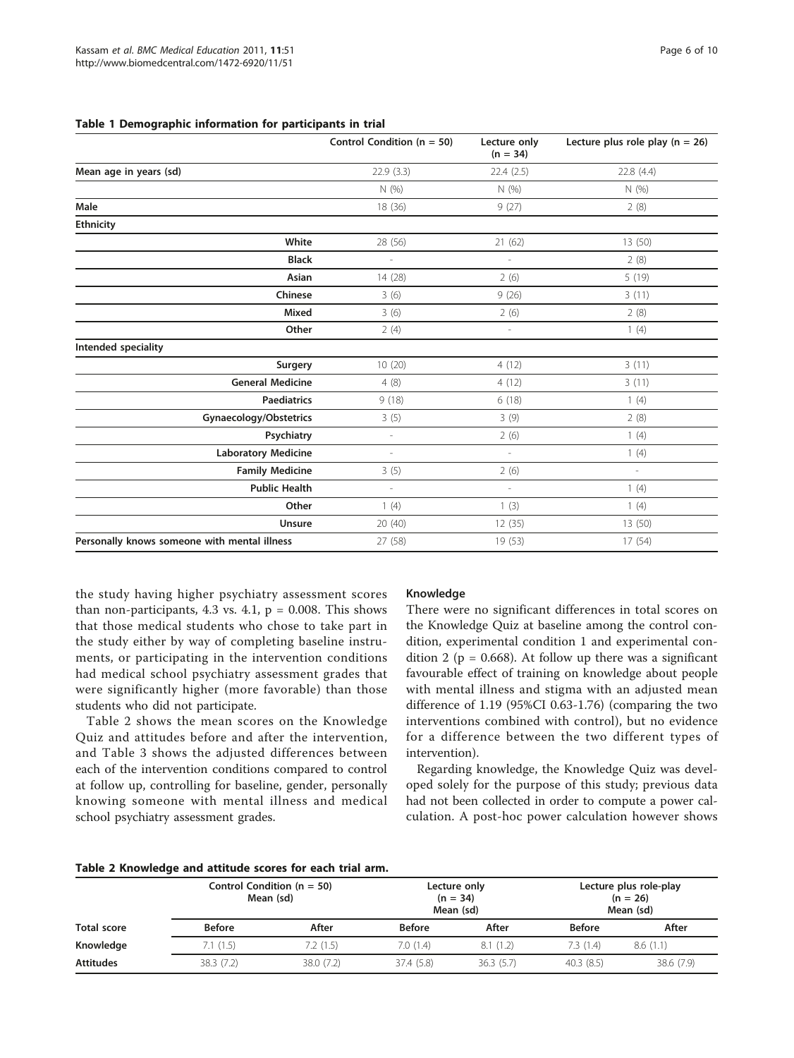**Table 1 Demographic information for participants in trial**

| | Control Condition (n = 50) | Lecture only (n = 34) | Lecture plus role play (n = 26) |
|---|---|---|---|
| **Mean age in years (sd)** | 22.9 (3.3) | 22.4 (2.5) | 22.8 (4.4) |
| | N (%) | N (%) | N (%) |
| **Male** | 18 (36) | 9 (27) | 2 (8) |
| **Ethnicity** | | | |
| **White** | 28 (56) | 21 (62) | 13 (50) |
| **Black** | - | - | 2 (8) |
| **Asian** | 14 (28) | 2 (6) | 5 (19) |
| **Chinese** | 3 (6) | 9 (26) | 3 (11) |
| **Mixed** | 3 (6) | 2 (6) | 2 (8) |
| **Other** | 2 (4) | - | 1 (4) |
| **Intended speciality** | | | |
| **Surgery** | 10 (20) | 4 (12) | 3 (11) |
| **General Medicine** | 4 (8) | 4 (12) | 3 (11) |
| **Paediatrics** | 9 (18) | 6 (18) | 1 (4) |
| **Gynaecology/Obstetrics** | 3 (5) | 3 (9) | 2 (8) |
| **Psychiatry** | - | 2 (6) | 1 (4) |
| **Laboratory Medicine** | - | - | 1 (4) |
| **Family Medicine** | 3 (5) | 2 (6) | - |
| **Public Health** | - | - | 1 (4) |
| **Other** | 1 (4) | 1 (3) | 1 (4) |
| **Unsure** | 20 (40) | 12 (35) | 13 (50) |
| **Personally knows someone with mental illness** | 27 (58) | 19 (53) | 17 (54) |

the study having higher psychiatry assessment scores than non-participants, 4.3 vs. 4.1, p = 0.008. This shows that those medical students who chose to take part in the study either by way of completing baseline instruments, or participating in the intervention conditions had medical school psychiatry assessment grades that were significantly higher (more favorable) than those students who did not participate.

Table 2 shows the mean scores on the Knowledge Quiz and attitudes before and after the intervention, and Table 3 shows the adjusted differences between each of the intervention conditions compared to control at follow up, controlling for baseline, gender, personally knowing someone with mental illness and medical school psychiatry assessment grades.

### Knowledge

There were no significant differences in total scores on the Knowledge Quiz at baseline among the control condition, experimental condition 1 and experimental condition 2 (p = 0.668). At follow up there was a significant favourable effect of training on knowledge about people with mental illness and stigma with an adjusted mean difference of 1.19 (95%CI 0.63-1.76) (comparing the two interventions combined with control), but no evidence for a difference between the two different types of intervention).

Regarding knowledge, the Knowledge Quiz was developed solely for the purpose of this study; previous data had not been collected in order to compute a power calculation. A post-hoc power calculation however shows

**Table 2 Knowledge and attitude scores for each trial arm.**

| | Control Condition (n = 50) Mean (sd) | | Lecture only (n = 34) Mean (sd) | | Lecture plus role-play (n = 26) Mean (sd) | |
|---|---|---|---|---|---|---|
| **Total score** | **Before** | **After** | **Before** | **After** | **Before** | **After** |
| **Knowledge** | 7.1 (1.5) | 7.2 (1.5) | 7.0 (1.4) | 8.1 (1.2) | 7.3 (1.4) | 8.6 (1.1) |
| **Attitudes** | 38.3 (7.2) | 38.0 (7.2) | 37.4 (5.8) | 36.3 (5.7) | 40.3 (8.5) | 38.6 (7.9) |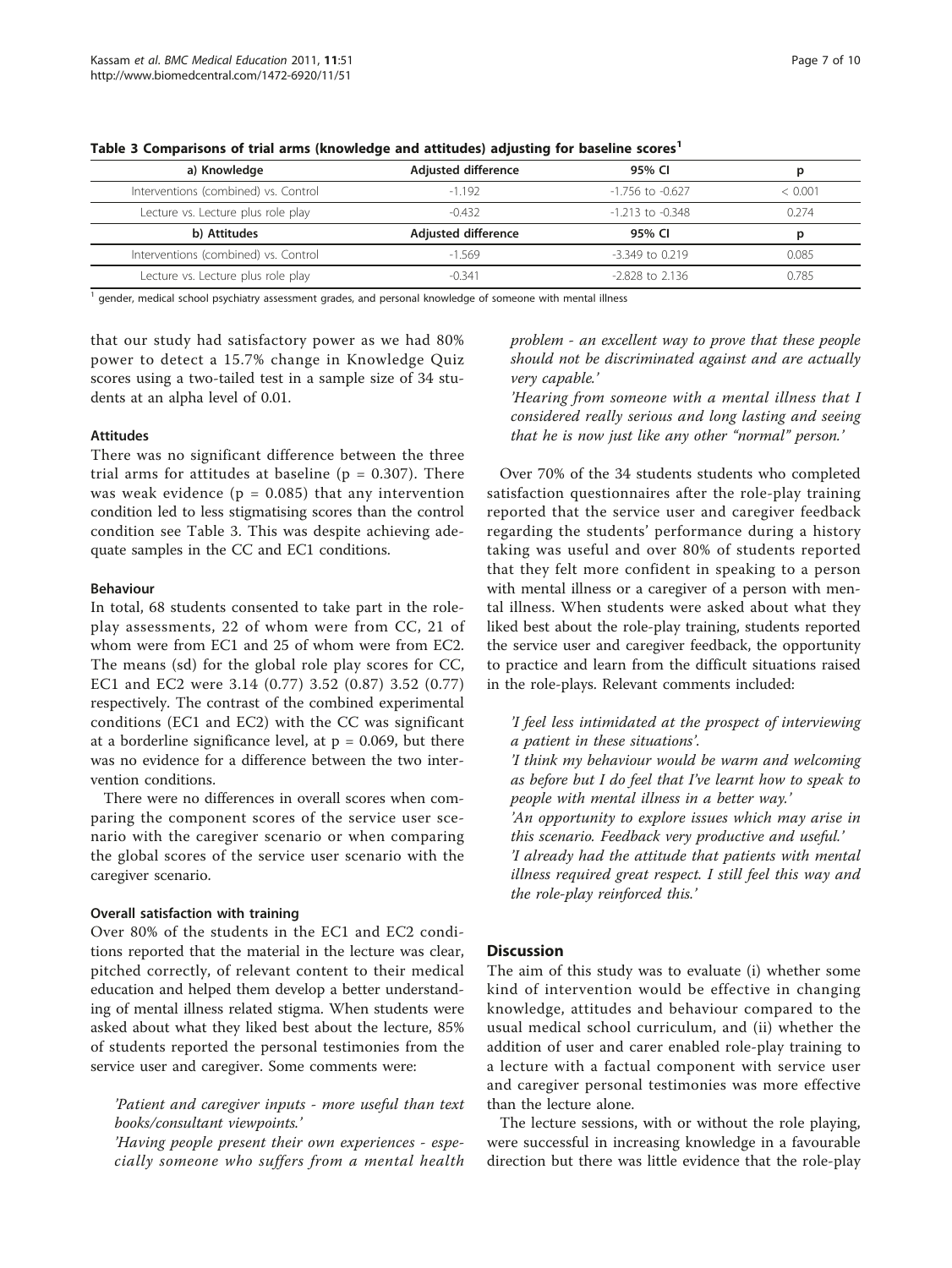**Table 3 Comparisons of trial arms (knowledge and attitudes) adjusting for baseline scores[1]**

| a) Knowledge | Adjusted difference | 95% CI | p |
|---|---|---|---|
| Interventions (combined) vs. Control | -1.192 | -1.756 to -0.627 | < 0.001 |
| Lecture vs. Lecture plus role play | -0.432 | -1.213 to -0.348 | 0.274 |
| **b) Attitudes** | **Adjusted difference** | **95% CI** | **p** |
| Interventions (combined) vs. Control | -1.569 | -3.349 to 0.219 | 0.085 |
| Lecture vs. Lecture plus role play | -0.341 | -2.828 to 2.136 | 0.785 |

[1] gender, medical school psychiatry assessment grades, and personal knowledge of someone with mental illness

that our study had satisfactory power as we had 80% power to detect a 15.7% change in Knowledge Quiz scores using a two-tailed test in a sample size of 34 students at an alpha level of 0.01.

#### Attitudes

There was no significant difference between the three trial arms for attitudes at baseline ($p = 0.307$). There was weak evidence ($p = 0.085$) that any intervention condition led to less stigmatising scores than the control condition see Table 3. This was despite achieving adequate samples in the CC and EC1 conditions.

#### Behaviour

In total, 68 students consented to take part in the role-play assessments, 22 of whom were from CC, 21 of whom were from EC1 and 25 of whom were from EC2. The means (sd) for the global role play scores for CC, EC1 and EC2 were 3.14 (0.77) 3.52 (0.87) 3.52 (0.77) respectively. The contrast of the combined experimental conditions (EC1 and EC2) with the CC was significant at a borderline significance level, at $p = 0.069$, but there was no evidence for a difference between the two intervention conditions.

There were no differences in overall scores when comparing the component scores of the service user scenario with the caregiver scenario or when comparing the global scores of the service user scenario with the caregiver scenario.

#### Overall satisfaction with training

Over 80% of the students in the EC1 and EC2 conditions reported that the material in the lecture was clear, pitched correctly, of relevant content to their medical education and helped them develop a better understanding of mental illness related stigma. When students were asked about what they liked best about the lecture, 85% of students reported the personal testimonies from the service user and caregiver. Some comments were:

*'Patient and caregiver inputs - more useful than text books/consultant viewpoints.'*

*'Having people present their own experiences - especially someone who suffers from a mental health problem - an excellent way to prove that these people should not be discriminated against and are actually very capable.'*

*'Hearing from someone with a mental illness that I considered really serious and long lasting and seeing that he is now just like any other "normal" person.'*

Over 70% of the 34 students students who completed satisfaction questionnaires after the role-play training reported that the service user and caregiver feedback regarding the students' performance during a history taking was useful and over 80% of students reported that they felt more confident in speaking to a person with mental illness or a caregiver of a person with mental illness. When students were asked about what they liked best about the role-play training, students reported the service user and caregiver feedback, the opportunity to practice and learn from the difficult situations raised in the role-plays. Relevant comments included:

*'I feel less intimidated at the prospect of interviewing a patient in these situations'.*

*'I think my behaviour would be warm and welcoming as before but I do feel that I've learnt how to speak to people with mental illness in a better way.'*

*'An opportunity to explore issues which may arise in this scenario. Feedback very productive and useful.'*

*'I already had the attitude that patients with mental illness required great respect. I still feel this way and the role-play reinforced this.'*

## Discussion

The aim of this study was to evaluate (i) whether some kind of intervention would be effective in changing knowledge, attitudes and behaviour compared to the usual medical school curriculum, and (ii) whether the addition of user and carer enabled role-play training to a lecture with a factual component with service user and caregiver personal testimonies was more effective than the lecture alone.

The lecture sessions, with or without the role playing, were successful in increasing knowledge in a favourable direction but there was little evidence that the role-play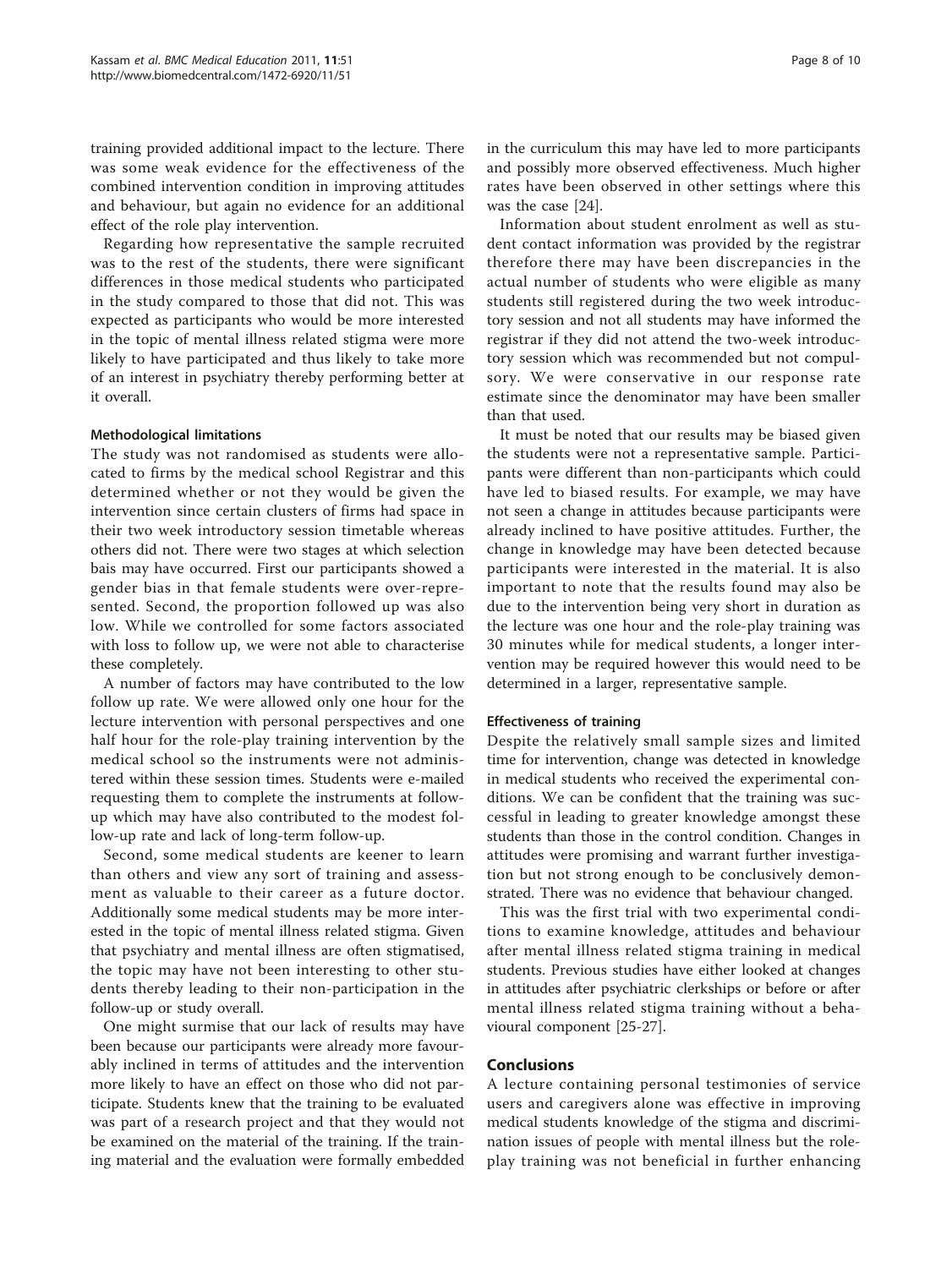training provided additional impact to the lecture. There was some weak evidence for the effectiveness of the combined intervention condition in improving attitudes and behaviour, but again no evidence for an additional effect of the role play intervention.

Regarding how representative the sample recruited was to the rest of the students, there were significant differences in those medical students who participated in the study compared to those that did not. This was expected as participants who would be more interested in the topic of mental illness related stigma were more likely to have participated and thus likely to take more of an interest in psychiatry thereby performing better at it overall.

#### Methodological limitations

The study was not randomised as students were allocated to firms by the medical school Registrar and this determined whether or not they would be given the intervention since certain clusters of firms had space in their two week introductory session timetable whereas others did not. There were two stages at which selection bais may have occurred. First our participants showed a gender bias in that female students were over-represented. Second, the proportion followed up was also low. While we controlled for some factors associated with loss to follow up, we were not able to characterise these completely.

A number of factors may have contributed to the low follow up rate. We were allowed only one hour for the lecture intervention with personal perspectives and one half hour for the role-play training intervention by the medical school so the instruments were not administered within these session times. Students were e-mailed requesting them to complete the instruments at follow-up which may have also contributed to the modest follow-up rate and lack of long-term follow-up.

Second, some medical students are keener to learn than others and view any sort of training and assessment as valuable to their career as a future doctor. Additionally some medical students may be more interested in the topic of mental illness related stigma. Given that psychiatry and mental illness are often stigmatised, the topic may have not been interesting to other students thereby leading to their non-participation in the follow-up or study overall.

One might surmise that our lack of results may have been because our participants were already more favourably inclined in terms of attitudes and the intervention more likely to have an effect on those who did not participate. Students knew that the training to be evaluated was part of a research project and that they would not be examined on the material of the training. If the training material and the evaluation were formally embedded in the curriculum this may have led to more participants and possibly more observed effectiveness. Much higher rates have been observed in other settings where this was the case [24].

Information about student enrolment as well as student contact information was provided by the registrar therefore there may have been discrepancies in the actual number of students who were eligible as many students still registered during the two week introductory session and not all students may have informed the registrar if they did not attend the two-week introductory session which was recommended but not compulsory. We were conservative in our response rate estimate since the denominator may have been smaller than that used.

It must be noted that our results may be biased given the students were not a representative sample. Participants were different than non-participants which could have led to biased results. For example, we may have not seen a change in attitudes because participants were already inclined to have positive attitudes. Further, the change in knowledge may have been detected because participants were interested in the material. It is also important to note that the results found may also be due to the intervention being very short in duration as the lecture was one hour and the role-play training was 30 minutes while for medical students, a longer intervention may be required however this would need to be determined in a larger, representative sample.

#### Effectiveness of training

Despite the relatively small sample sizes and limited time for intervention, change was detected in knowledge in medical students who received the experimental conditions. We can be confident that the training was successful in leading to greater knowledge amongst these students than those in the control condition. Changes in attitudes were promising and warrant further investigation but not strong enough to be conclusively demonstrated. There was no evidence that behaviour changed.

This was the first trial with two experimental conditions to examine knowledge, attitudes and behaviour after mental illness related stigma training in medical students. Previous studies have either looked at changes in attitudes after psychiatric clerkships or before or after mental illness related stigma training without a behavioural component [25-27].

## Conclusions

A lecture containing personal testimonies of service users and caregivers alone was effective in improving medical students knowledge of the stigma and discrimination issues of people with mental illness but the role-play training was not beneficial in further enhancing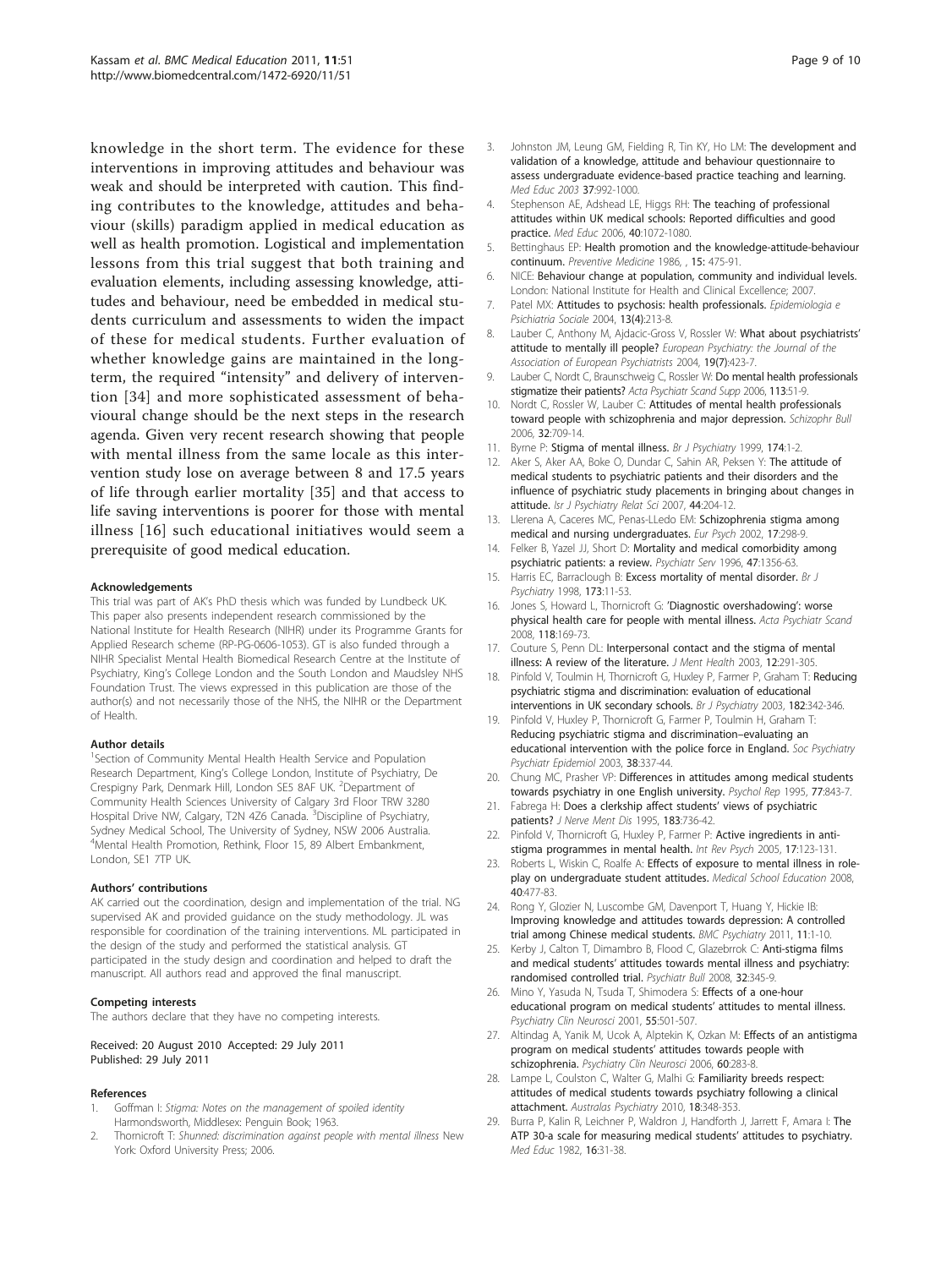knowledge in the short term. The evidence for these interventions in improving attitudes and behaviour was weak and should be interpreted with caution. This finding contributes to the knowledge, attitudes and behaviour (skills) paradigm applied in medical education as well as health promotion. Logistical and implementation lessons from this trial suggest that both training and evaluation elements, including assessing knowledge, attitudes and behaviour, need be embedded in medical students curriculum and assessments to widen the impact of these for medical students. Further evaluation of whether knowledge gains are maintained in the long-term, the required "intensity" and delivery of intervention [34] and more sophisticated assessment of behavioural change should be the next steps in the research agenda. Given very recent research showing that people with mental illness from the same locale as this intervention study lose on average between 8 and 17.5 years of life through earlier mortality [35] and that access to life saving interventions is poorer for those with mental illness [16] such educational initiatives would seem a prerequisite of good medical education.

#### Acknowledgements

This trial was part of AK's PhD thesis which was funded by Lundbeck UK. This paper also presents independent research commissioned by the National Institute for Health Research (NIHR) under its Programme Grants for Applied Research scheme (RP-PG-0606-1053). GT is also funded through a NIHR Specialist Mental Health Biomedical Research Centre at the Institute of Psychiatry, King's College London and the South London and Maudsley NHS Foundation Trust. The views expressed in this publication are those of the author(s) and not necessarily those of the NHS, the NIHR or the Department of Health.

#### Author details

[1]Section of Community Mental Health Health Service and Population Research Department, King's College London, Institute of Psychiatry, De Crespigny Park, Denmark Hill, London SE5 8AF UK. [2]Department of Community Health Sciences University of Calgary 3rd Floor TRW 3280 Hospital Drive NW, Calgary, T2N 4Z6 Canada. [3]Discipline of Psychiatry, Sydney Medical School, The University of Sydney, NSW 2006 Australia. [4]Mental Health Promotion, Rethink, Floor 15, 89 Albert Embankment, London, SE1 7TP UK.

#### Authors' contributions

AK carried out the coordination, design and implementation of the trial. NG supervised AK and provided guidance on the study methodology. JL was responsible for coordination of the training interventions. ML participated in the design of the study and performed the statistical analysis. GT participated in the study design and coordination and helped to draft the manuscript. All authors read and approved the final manuscript.

#### Competing interests

The authors declare that they have no competing interests.

Received: 20 August 2010 Accepted: 29 July 2011
Published: 29 July 2011

#### References

1. Goffman I: *Stigma: Notes on the management of spoiled identity* Harmondsworth, Middlesex: Penguin Book; 1963.
2. Thornicroft T: *Shunned: discrimination against people with mental illness* New York: Oxford University Press; 2006.
3. Johnston JM, Leung GM, Fielding R, Tin KY, Ho LM: **The development and validation of a knowledge, attitude and behaviour questionnaire to assess undergraduate evidence-based practice teaching and learning.** *Med Educ 2003* **37**:992-1000.
4. Stephenson AE, Adshead LE, Higgs RH: **The teaching of professional attitudes within UK medical schools: Reported difficulties and good practice.** *Med Educ* 2006, **40**:1072-1080.
5. Bettinghaus EP: **Health promotion and the knowledge-attitude-behaviour continuum.** *Preventive Medicine* 1986, , **15**: 475-91.
6. NICE: **Behaviour change at population, community and individual levels.** London: National Institute for Health and Clinical Excellence; 2007.
7. Patel MX: **Attitudes to psychosis: health professionals.** *Epidemiologia e Psichiatria Sociale* 2004, **13(4)**:213-8.
8. Lauber C, Anthony M, Ajdacic-Gross V, Rossler W: **What about psychiatrists' attitude to mentally ill people?** *European Psychiatry: the Journal of the Association of European Psychiatrists* 2004, **19(7)**:423-7.
9. Lauber C, Nordt C, Braunschweig C, Rossler W: **Do mental health professionals stigmatize their patients?** *Acta Psychiatr Scand Supp* 2006, **113**:51-9.
10. Nordt C, Rossler W, Lauber C: **Attitudes of mental health professionals toward people with schizophrenia and major depression.** *Schizophr Bull* 2006, **32**:709-14.
11. Byrne P: **Stigma of mental illness.** *Br J Psychiatry* 1999, **174**:1-2.
12. Aker S, Aker AA, Boke O, Dundar C, Sahin AR, Peksen Y: **The attitude of medical students to psychiatric patients and their disorders and the influence of psychiatric study placements in bringing about changes in attitude.** *Isr J Psychiatry Relat Sci* 2007, **44**:204-12.
13. Llerena A, Caceres MC, Penas-LLedo EM: **Schizophrenia stigma among medical and nursing undergraduates.** *Eur Psych* 2002, **17**:298-9.
14. Felker B, Yazel JJ, Short D: **Mortality and medical comorbidity among psychiatric patients: a review.** *Psychiatr Serv* 1996, **47**:1356-63.
15. Harris EC, Barraclough B: **Excess mortality of mental disorder.** *Br J Psychiatry* 1998, **173**:11-53.
16. Jones S, Howard L, Thornicroft G: **'Diagnostic overshadowing': worse physical health care for people with mental illness.** *Acta Psychiatr Scand* 2008, **118**:169-73.
17. Couture S, Penn DL: **Interpersonal contact and the stigma of mental illness: A review of the literature.** *J Ment Health* 2003, **12**:291-305.
18. Pinfold V, Toulmin H, Thornicroft G, Huxley P, Farmer P, Graham T: **Reducing psychiatric stigma and discrimination: evaluation of educational interventions in UK secondary schools.** *Br J Psychiatry* 2003, **182**:342-346.
19. Pinfold V, Huxley P, Thornicroft G, Farmer P, Toulmin H, Graham T: **Reducing psychiatric stigma and discrimination–evaluating an educational intervention with the police force in England.** *Soc Psychiatry Psychiatr Epidemiol* 2003, **38**:337-44.
20. Chung MC, Prasher VP: **Differences in attitudes among medical students towards psychiatry in one English university.** *Psychol Rep* 1995, **77**:843-7.
21. Fabrega H: **Does a clerkship affect students' views of psychiatric patients?** *J Nerve Ment Dis* 1995, **183**:736-42.
22. Pinfold V, Thornicroft G, Huxley P, Farmer P: **Active ingredients in anti-stigma programmes in mental health.** *Int Rev Psych* 2005, **17**:123-131.
23. Roberts L, Wiskin C, Roalfe A: **Effects of exposure to mental illness in role-play on undergraduate student attitudes.** *Medical School Education* 2008, **40**:477-83.
24. Rong Y, Glozier N, Luscombe GM, Davenport T, Huang Y, Hickie IB: **Improving knowledge and attitudes towards depression: A controlled trial among Chinese medical students.** *BMC Psychiatry* 2011, **11**:1-10.
25. Kerby J, Calton T, Dimambro B, Flood C, Glazebrrok C: **Anti-stigma films and medical students' attitudes towards mental illness and psychiatry: randomised controlled trial.** *Psychiatr Bull* 2008, **32**:345-9.
26. Mino Y, Yasuda N, Tsuda T, Shimodera S: **Effects of a one-hour educational program on medical students' attitudes to mental illness.** *Psychiatry Clin Neurosci* 2001, **55**:501-507.
27. Altindag A, Yanik M, Ucok A, Alptekin K, Ozkan M: **Effects of an antistigma program on medical students' attitudes towards people with schizophrenia.** *Psychiatry Clin Neurosci* 2006, **60**:283-8.
28. Lampe L, Coulston C, Walter G, Malhi G: **Familiarity breeds respect: attitudes of medical students towards psychiatry following a clinical attachment.** *Australas Psychiatry* 2010, **18**:348-353.
29. Burra P, Kalin R, Leichner P, Waldron J, Handforth J, Jarrett F, Amara I: **The ATP 30-a scale for measuring medical students' attitudes to psychiatry.** *Med Educ* 1982, **16**:31-38.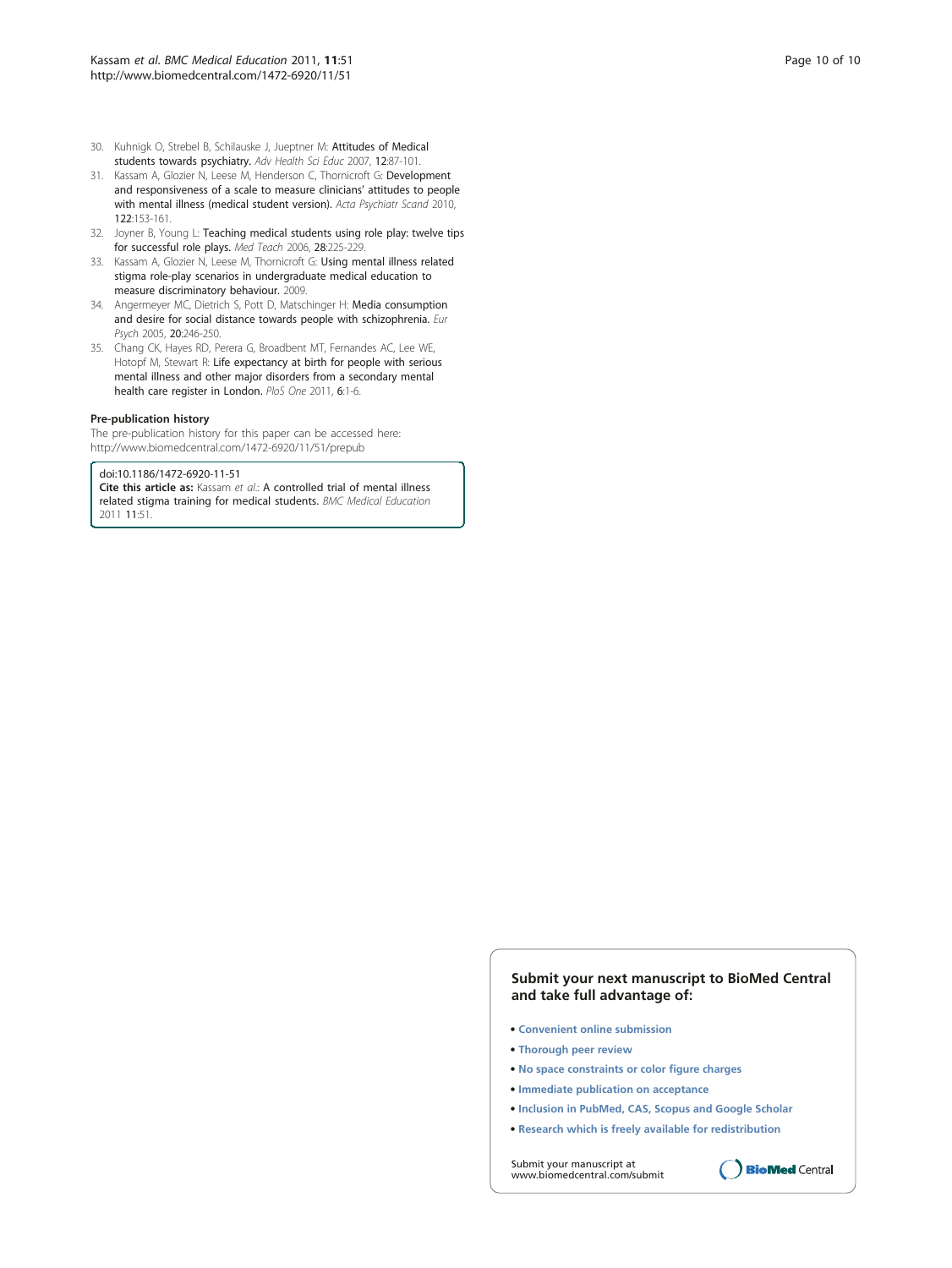30. Kuhnigk O, Strebel B, Schilauske J, Jueptner M: **Attitudes of Medical students towards psychiatry.** *Adv Health Sci Educ* 2007, **12**:87-101.
31. Kassam A, Glozier N, Leese M, Henderson C, Thornicroft G: **Development and responsiveness of a scale to measure clinicians' attitudes to people with mental illness (medical student version).** *Acta Psychiatr Scand* 2010, **122**:153-161.
32. Joyner B, Young L: **Teaching medical students using role play: twelve tips for successful role plays.** *Med Teach* 2006, **28**:225-229.
33. Kassam A, Glozier N, Leese M, Thornicroft G: **Using mental illness related stigma role-play scenarios in undergraduate medical education to measure discriminatory behaviour.** 2009.
34. Angermeyer MC, Dietrich S, Pott D, Matschinger H: **Media consumption and desire for social distance towards people with schizophrenia.** *Eur Psych* 2005, **20**:246-250.
35. Chang CK, Hayes RD, Perera G, Broadbent MT, Fernandes AC, Lee WE, Hotopf M, Stewart R: **Life expectancy at birth for people with serious mental illness and other major disorders from a secondary mental health care register in London.** *PloS One* 2011, **6**:1-6.

### Pre-publication history

The pre-publication history for this paper can be accessed here:
http://www.biomedcentral.com/1472-6920/11/51/prepub

doi:10.1186/1472-6920-11-51
**Cite this article as:** Kassam *et al.*: A controlled trial of mental illness related stigma training for medical students. *BMC Medical Education* 2011 **11**:51.

**Submit your next manuscript to BioMed Central and take full advantage of:**

- **Convenient online submission**
- **Thorough peer review**
- **No space constraints or color figure charges**
- **Immediate publication on acceptance**
- **Inclusion in PubMed, CAS, Scopus and Google Scholar**
- **Research which is freely available for redistribution**

Submit your manuscript at
www.biomedcentral.com/submit

BioMed Central